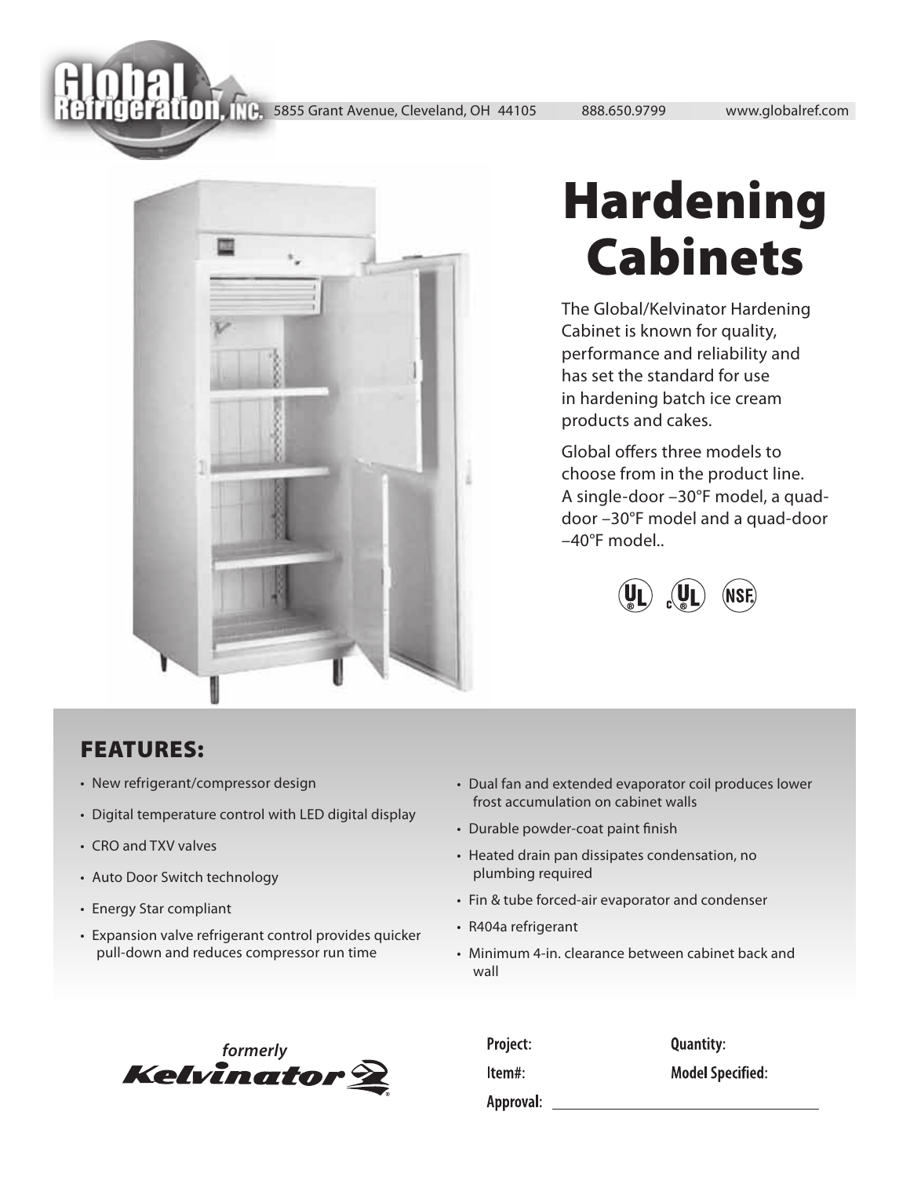Global Refrigeration, INC. 5855 Grant Avenue, Cleveland, OH 44105 888.650.9799 www.globalref.com

# Hardening Cabinets

The Global/Kelvinator Hardening Cabinet is known for quality, performance and reliability and has set the standard for use in hardening batch ice cream products and cakes.

Global offers three models to choose from in the product line. A single-door –30°F model, a quad-door –30°F model and a quad-door –40°F model..

## FEATURES:

- New refrigerant/compressor design
- Digital temperature control with LED digital display
- CRO and TXV valves
- Auto Door Switch technology
- Energy Star compliant
- Expansion valve refrigerant control provides quicker pull-down and reduces compressor run time
- Dual fan and extended evaporator coil produces lower frost accumulation on cabinet walls
- Durable powder-coat paint finish
- Heated drain pan dissipates condensation, no plumbing required
- Fin & tube forced-air evaporator and condenser
- R404a refrigerant
- Minimum 4-in. clearance between cabinet back and wall

*formerly* Kelvinator

Project:

Quantity:

Item#:

Model Specified:

Approval: ______________________________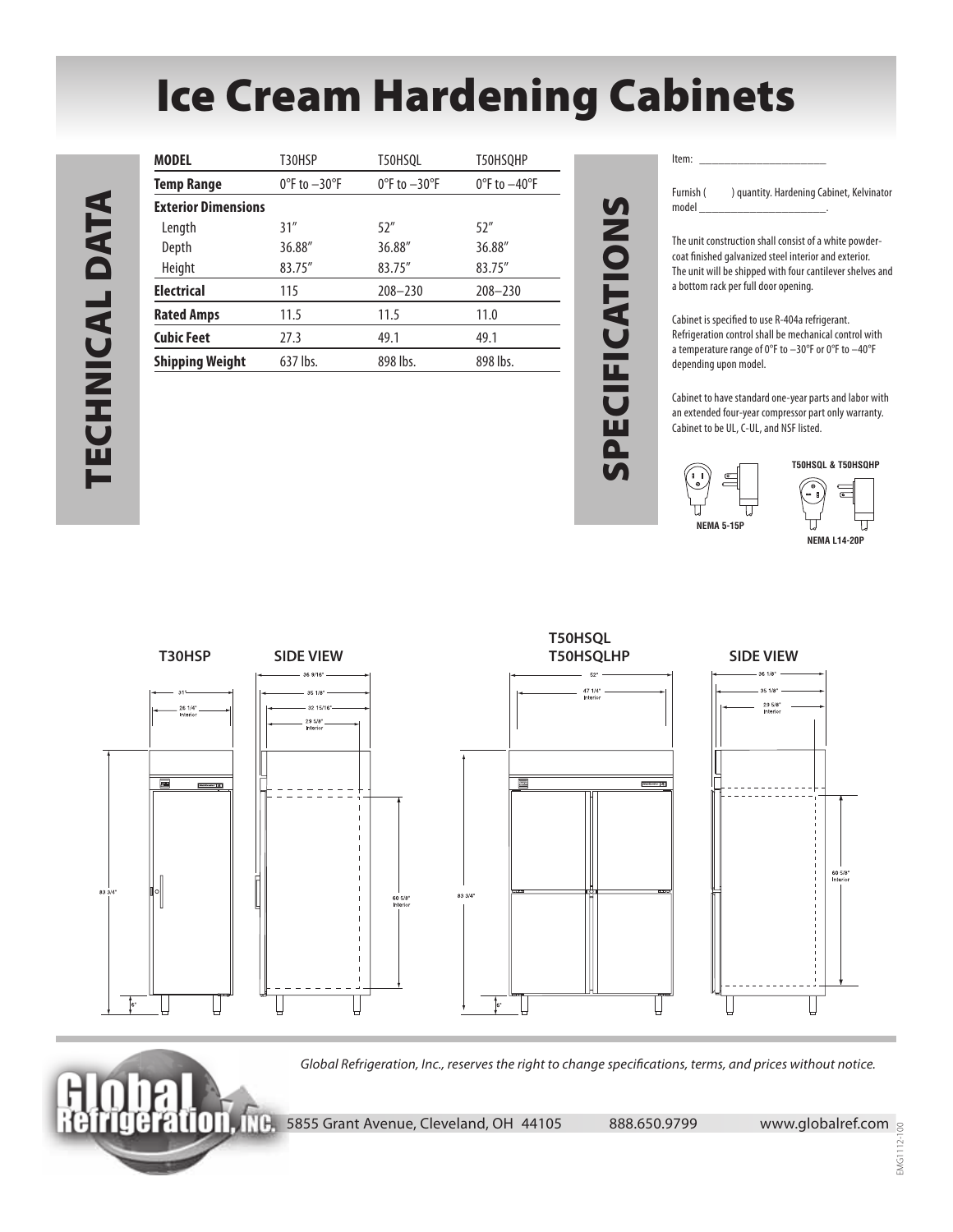# Ice Cream Hardening Cabinets

## TECHNICAL DATA

| MODEL | T30HSP | T50HSQL | T50HSQHP |
|---|---|---|---|
| **Temp Range** | 0°F to –30°F | 0°F to –30°F | 0°F to –40°F |
| **Exterior Dimensions** | | | |
| Length | 31″ | 52″ | 52″ |
| Depth | 36.88″ | 36.88″ | 36.88″ |
| Height | 83.75″ | 83.75″ | 83.75″ |
| **Electrical** | 115 | 208–230 | 208–230 |
| **Rated Amps** | 11.5 | 11.5 | 11.0 |
| **Cubic Feet** | 27.3 | 49.1 | 49.1 |
| **Shipping Weight** | 637 lbs. | 898 lbs. | 898 lbs. |

## SPECIFICATIONS

Item: ________________________

Furnish (        ) quantity. Hardening Cabinet, Kelvinator model ________________________.

The unit construction shall consist of a white powder-coat finished galvanized steel interior and exterior. The unit will be shipped with four cantilever shelves and a bottom rack per full door opening.

Cabinet is specified to use R-404a refrigerant. Refrigeration control shall be mechanical control with a temperature range of 0°F to –30°F or 0°F to –40°F depending upon model.

Cabinet to have standard one-year parts and labor with an extended four-year compressor part only warranty. Cabinet to be UL, C-UL, and NSF listed.

NEMA 5-15P

T50HSQL & T50HSQHP

NEMA L14-20P

T30HSP

31"

26 1/4" Interior

83 3/4"

6"

SIDE VIEW

36 9/16"

35 1/8"

32 15/16"

29 5/8" Interior

60 5/8" Interior

T50HSQL
T50HSQLHP

52"

47 1/4" Interior

83 3/4"

6"

SIDE VIEW

36 1/8"

35 1/8"

29 5/8" Interior

60 5/8" Interior

*Global Refrigeration, Inc., reserves the right to change specifications, terms, and prices without notice.*

Global Refrigeration, INC. 5855 Grant Avenue, Cleveland, OH 44105 888.650.9799 www.globalref.com

EMG1112-100